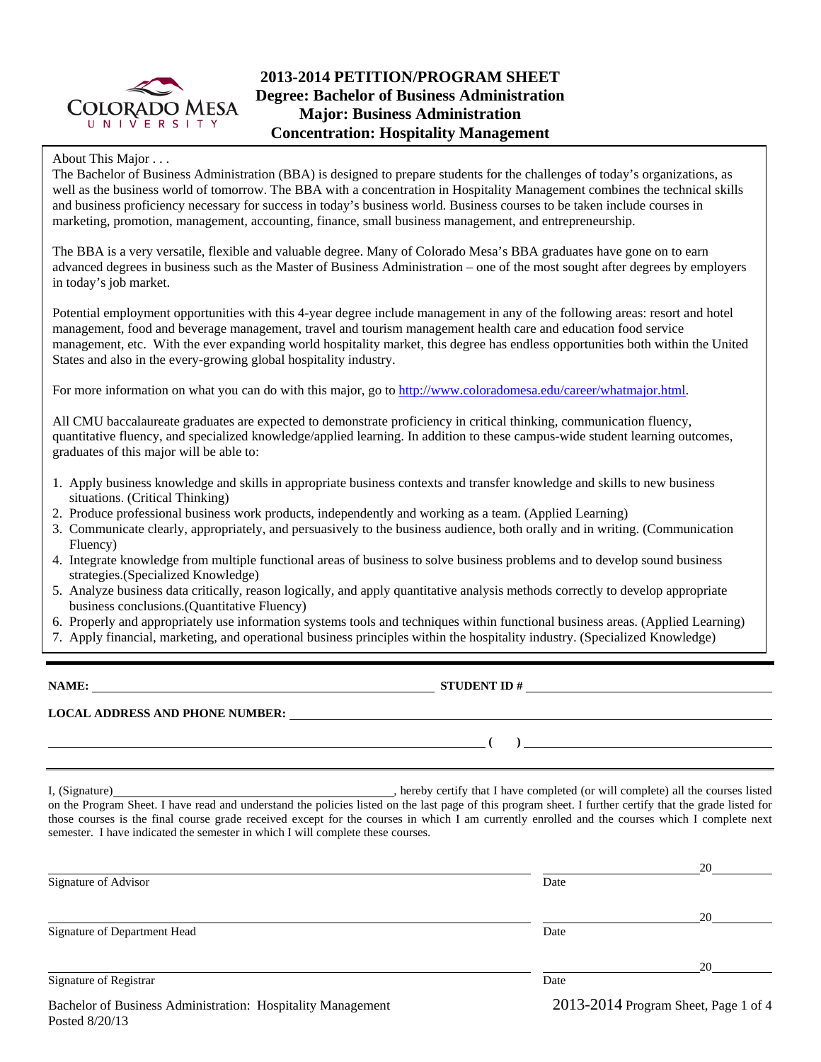# 2013-2014 PETITION/PROGRAM SHEET
## Degree: Bachelor of Business Administration
## Major: Business Administration
## Concentration: Hospitality Management

About This Major . . .

The Bachelor of Business Administration (BBA) is designed to prepare students for the challenges of today's organizations, as well as the business world of tomorrow. The BBA with a concentration in Hospitality Management combines the technical skills and business proficiency necessary for success in today's business world. Business courses to be taken include courses in marketing, promotion, management, accounting, finance, small business management, and entrepreneurship.

The BBA is a very versatile, flexible and valuable degree. Many of Colorado Mesa's BBA graduates have gone on to earn advanced degrees in business such as the Master of Business Administration – one of the most sought after degrees by employers in today's job market.

Potential employment opportunities with this 4-year degree include management in any of the following areas: resort and hotel management, food and beverage management, travel and tourism management health care and education food service management, etc. With the ever expanding world hospitality market, this degree has endless opportunities both within the United States and also in the every-growing global hospitality industry.

For more information on what you can do with this major, go to http://www.coloradomesa.edu/career/whatmajor.html.

All CMU baccalaureate graduates are expected to demonstrate proficiency in critical thinking, communication fluency, quantitative fluency, and specialized knowledge/applied learning. In addition to these campus-wide student learning outcomes, graduates of this major will be able to:

1. Apply business knowledge and skills in appropriate business contexts and transfer knowledge and skills to new business situations. (Critical Thinking)
2. Produce professional business work products, independently and working as a team. (Applied Learning)
3. Communicate clearly, appropriately, and persuasively to the business audience, both orally and in writing. (Communication Fluency)
4. Integrate knowledge from multiple functional areas of business to solve business problems and to develop sound business strategies.(Specialized Knowledge)
5. Analyze business data critically, reason logically, and apply quantitative analysis methods correctly to develop appropriate business conclusions.(Quantitative Fluency)
6. Properly and appropriately use information systems tools and techniques within functional business areas. (Applied Learning)
7. Apply financial, marketing, and operational business principles within the hospitality industry. (Specialized Knowledge)

---

**NAME:** ______________________________ **STUDENT ID #** ______________________________

**LOCAL ADDRESS AND PHONE NUMBER:** ______________________________

______________________________ **( )** ______________________________

---

I, (Signature)______________________________, hereby certify that I have completed (or will complete) all the courses listed on the Program Sheet. I have read and understand the policies listed on the last page of this program sheet. I further certify that the grade listed for those courses is the final course grade received except for the courses in which I am currently enrolled and the courses which I complete next semester. I have indicated the semester in which I will complete these courses.

______________________________ ______________ 20______
Signature of Advisor Date

______________________________ ______________ 20______
Signature of Department Head Date

______________________________ ______________ 20______
Signature of Registrar Date

Bachelor of Business Administration: Hospitality Management
Posted 8/20/13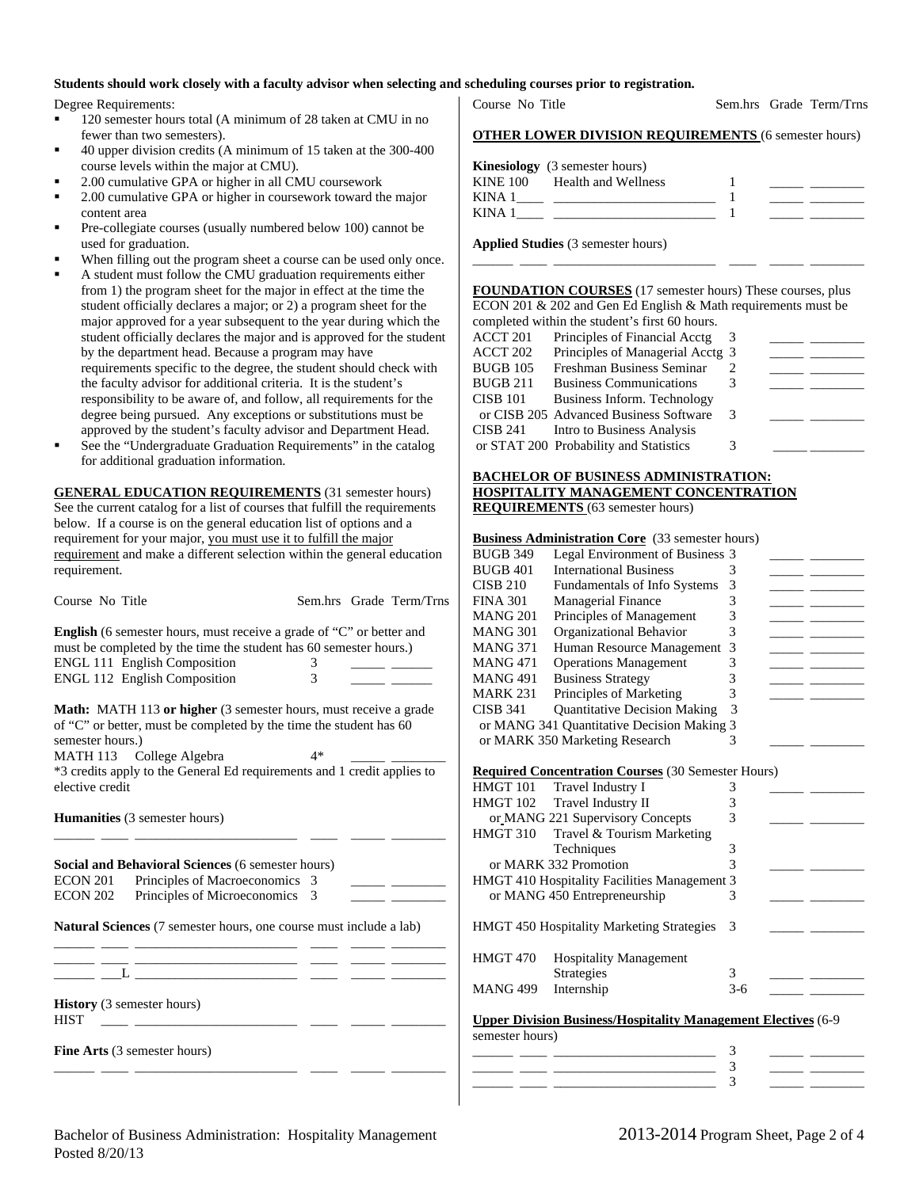**Students should work closely with a faculty advisor when selecting and scheduling courses prior to registration.**

Degree Requirements:

- 120 semester hours total (A minimum of 28 taken at CMU in no fewer than two semesters).
- 40 upper division credits (A minimum of 15 taken at the 300-400 course levels within the major at CMU).
- 2.00 cumulative GPA or higher in all CMU coursework
- 2.00 cumulative GPA or higher in coursework toward the major content area
- Pre-collegiate courses (usually numbered below 100) cannot be used for graduation.
- When filling out the program sheet a course can be used only once.
- A student must follow the CMU graduation requirements either from 1) the program sheet for the major in effect at the time the student officially declares a major; or 2) a program sheet for the major approved for a year subsequent to the year during which the student officially declares the major and is approved for the student by the department head. Because a program may have requirements specific to the degree, the student should check with the faculty advisor for additional criteria. It is the student's responsibility to be aware of, and follow, all requirements for the degree being pursued. Any exceptions or substitutions must be approved by the student's faculty advisor and Department Head.
- See the "Undergraduate Graduation Requirements" in the catalog for additional graduation information.

**GENERAL EDUCATION REQUIREMENTS** (31 semester hours) See the current catalog for a list of courses that fulfill the requirements below. If a course is on the general education list of options and a requirement for your major, you must use it to fulfill the major requirement and make a different selection within the general education requirement.

| Course No | Title | Sem.hrs | Grade | Term/Trns |
|---|---|---|---|---|

**English** (6 semester hours, must receive a grade of "C" or better and must be completed by the time the student has 60 semester hours.)

| Course No | Title | Sem.hrs | Grade | Term/Trns |
|---|---|---|---|---|
| ENGL 111 | English Composition | 3 | _____ | ______ |
| ENGL 112 | English Composition | 3 | _____ | ______ |

**Math:** MATH 113 **or higher** (3 semester hours, must receive a grade of "C" or better, must be completed by the time the student has 60 semester hours.)

| Course No | Title | Sem.hrs | Grade | Term/Trns |
|---|---|---|---|---|
| MATH 113 | College Algebra | 4* | _____ | ________ |

*3 credits apply to the General Ed requirements and 1 credit applies to elective credit

**Humanities** (3 semester hours)

| Course No | Title | Sem.hrs | Grade | Term/Trns |
|---|---|---|---|---|
| ______ ____ | ________________________ | ____ | _____ | ________ |

**Social and Behavioral Sciences** (6 semester hours)

| Course No | Title | Sem.hrs | Grade | Term/Trns |
|---|---|---|---|---|
| ECON 201 | Principles of Macroeconomics | 3 | _____ | ________ |
| ECON 202 | Principles of Microeconomics | 3 | _____ | ________ |

**Natural Sciences** (7 semester hours, one course must include a lab)

| Course No | Title | Sem.hrs | Grade | Term/Trns |
|---|---|---|---|---|
| ______ ____ | ________________________ | ____ | _____ | ________ |
| ______ ____ | ________________________ | ____ | _____ | ________ |
| ______ ___L | ________________________ | ____ | _____ | ________ |

**History** (3 semester hours)

| Course No | Title | Sem.hrs | Grade | Term/Trns |
|---|---|---|---|---|
| HIST ____ | ________________________ | ____ | _____ | ________ |

**Fine Arts** (3 semester hours)

| Course No | Title | Sem.hrs | Grade | Term/Trns |
|---|---|---|---|---|
| ______ ____ | ________________________ | ____ | _____ | ________ |

**OTHER LOWER DIVISION REQUIREMENTS** (6 semester hours)

**Kinesiology** (3 semester hours)

| Course No | Title | Sem.hrs | Grade | Term/Trns |
|---|---|---|---|---|
| KINE 100 | Health and Wellness | 1 | _____ | ________ |
| KINA 1____ | ________________________ | 1 | _____ | ________ |
| KINA 1____ | ________________________ | 1 | _____ | ________ |

**Applied Studies** (3 semester hours)

| Course No | Title | Sem.hrs | Grade | Term/Trns |
|---|---|---|---|---|
| ______ ____ | ________________________ | ____ | _____ | ________ |

**FOUNDATION COURSES** (17 semester hours) These courses, plus ECON 201 & 202 and Gen Ed English & Math requirements must be completed within the student's first 60 hours.

| Course No | Title | Sem.hrs | Grade | Term/Trns |
|---|---|---|---|---|
| ACCT 201 | Principles of Financial Acctg | 3 | _____ | ________ |
| ACCT 202 | Principles of Managerial Acctg | 3 | _____ | ________ |
| BUGB 105 | Freshman Business Seminar | 2 | _____ | ________ |
| BUGB 211 | Business Communications | 3 | _____ | ________ |
| CISB 101 | Business Inform. Technology | | | |
| or CISB 205 | Advanced Business Software | 3 | _____ | ________ |
| CISB 241 | Intro to Business Analysis | | | |
| or STAT 200 | Probability and Statistics | 3 | _____ | ________ |

**BACHELOR OF BUSINESS ADMINISTRATION: HOSPITALITY MANAGEMENT CONCENTRATION REQUIREMENTS** (63 semester hours)

**Business Administration Core** (33 semester hours)

| Course No | Title | Sem.hrs | Grade | Term/Trns |
|---|---|---|---|---|
| BUGB 349 | Legal Environment of Business | 3 | _____ | ________ |
| BUGB 401 | International Business | 3 | _____ | ________ |
| CISB 210 | Fundamentals of Info Systems | 3 | _____ | ________ |
| FINA 301 | Managerial Finance | 3 | _____ | ________ |
| MANG 201 | Principles of Management | 3 | _____ | ________ |
| MANG 301 | Organizational Behavior | 3 | _____ | ________ |
| MANG 371 | Human Resource Management | 3 | _____ | ________ |
| MANG 471 | Operations Management | 3 | _____ | ________ |
| MANG 491 | Business Strategy | 3 | _____ | ________ |
| MARK 231 | Principles of Marketing | 3 | _____ | ________ |
| CISB 341 | Quantitative Decision Making | 3 | | |
| or MANG 341 | Quantitative Decision Making | 3 | | |
| or MARK 350 | Marketing Research | 3 | _____ | ________ |

**Required Concentration Courses** (30 Semester Hours)

| Course No | Title | Sem.hrs | Grade | Term/Trns |
|---|---|---|---|---|
| HMGT 101 | Travel Industry I | 3 | _____ | ________ |
| HMGT 102 | Travel Industry II | 3 | | |
| or MANG 221 | Supervisory Concepts | 3 | _____ | ________ |
| HMGT 310 | Travel & Tourism Marketing Techniques | 3 | | |
| or MARK 332 | Promotion | 3 | _____ | ________ |
| HMGT 410 | Hospitality Facilities Management | 3 | | |
| or MANG 450 | Entrepreneurship | 3 | _____ | ________ |
| HMGT 450 | Hospitality Marketing Strategies | 3 | _____ | ________ |
| HMGT 470 | Hospitality Management Strategies | 3 | _____ | ________ |
| MANG 499 | Internship | 3-6 | _____ | ________ |

**Upper Division Business/Hospitality Management Electives** (6-9 semester hours)

| Course No | Title | Sem.hrs | Grade | Term/Trns |
|---|---|---|---|---|
| ______ ____ | ________________________ | 3 | _____ | ________ |
| ______ ____ | ________________________ | 3 | _____ | ________ |
| ______ ____ | ________________________ | 3 | _____ | ________ |

Bachelor of Business Administration: Hospitality Management
Posted 8/20/13
2013-2014 Program Sheet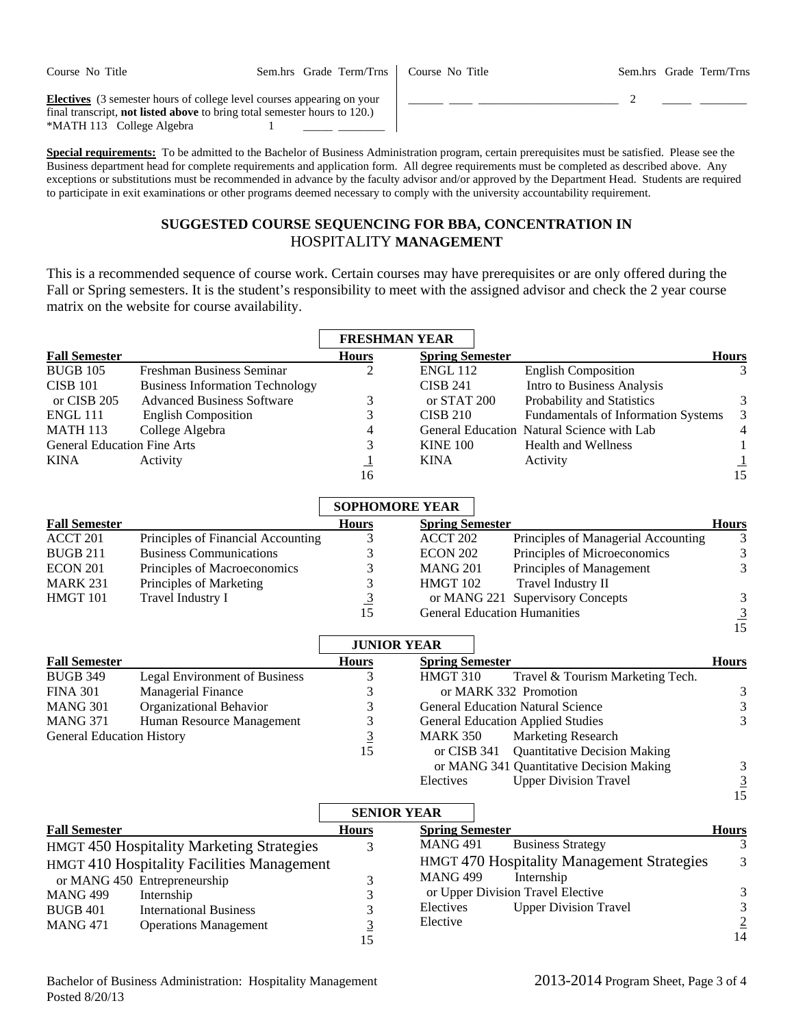| Course No Title | Sem.hrs | Grade | Term/Trns | Course No Title | Sem.hrs | Grade | Term/Trns |
|---|---|---|---|---|---|---|---|
| **Electives** (3 semester hours of college level courses appearing on your final transcript, **not listed above** to bring total semester hours to 120.) | | | | ______ ____ ________________________ | 2 | _____ | ________ |
| *MATH 113 College Algebra | 1 | _____ | ________ | | | | |

**Special requirements:** To be admitted to the Bachelor of Business Administration program, certain prerequisites must be satisfied. Please see the Business department head for complete requirements and application form. All degree requirements must be completed as described above. Any exceptions or substitutions must be recommended in advance by the faculty advisor and/or approved by the Department Head. Students are required to participate in exit examinations or other programs deemed necessary to comply with the university accountability requirement.

## SUGGESTED COURSE SEQUENCING FOR BBA, CONCENTRATION IN HOSPITALITY MANAGEMENT

This is a recommended sequence of course work. Certain courses may have prerequisites or are only offered during the Fall or Spring semesters. It is the student's responsibility to meet with the assigned advisor and check the 2 year course matrix on the website for course availability.

### FRESHMAN YEAR

| Fall Semester | | Hours | Spring Semester | | Hours |
|---|---|---|---|---|---|
| BUGB 105 | Freshman Business Seminar | 2 | ENGL 112 | English Composition | 3 |
| CISB 101 | Business Information Technology | | CISB 241 | Intro to Business Analysis | |
| or CISB 205 | Advanced Business Software | 3 | or STAT 200 | Probability and Statistics | 3 |
| ENGL 111 | English Composition | 3 | CISB 210 | Fundamentals of Information Systems | 3 |
| MATH 113 | College Algebra | 4 | General Education | Natural Science with Lab | 4 |
| General Education Fine Arts | | 3 | KINE 100 | Health and Wellness | 1 |
| KINA | Activity | 1 | KINA | Activity | 1 |
| | | 16 | | | 15 |

### SOPHOMORE YEAR

| Fall Semester | | Hours | Spring Semester | | Hours |
|---|---|---|---|---|---|
| ACCT 201 | Principles of Financial Accounting | 3 | ACCT 202 | Principles of Managerial Accounting | 3 |
| BUGB 211 | Business Communications | 3 | ECON 202 | Principles of Microeconomics | 3 |
| ECON 201 | Principles of Macroeconomics | 3 | MANG 201 | Principles of Management | 3 |
| MARK 231 | Principles of Marketing | 3 | HMGT 102 | Travel Industry II | |
| HMGT 101 | Travel Industry I | 3 | or MANG 221 | Supervisory Concepts | 3 |
| | | 15 | General Education Humanities | | 3 |
| | | | | | 15 |

### JUNIOR YEAR

| Fall Semester | | Hours | Spring Semester | | Hours |
|---|---|---|---|---|---|
| BUGB 349 | Legal Environment of Business | 3 | HMGT 310 | Travel & Tourism Marketing Tech. | |
| FINA 301 | Managerial Finance | 3 | or MARK 332 | Promotion | 3 |
| MANG 301 | Organizational Behavior | 3 | General Education Natural Science | | 3 |
| MANG 371 | Human Resource Management | 3 | General Education Applied Studies | | 3 |
| General Education History | | 3 | MARK 350 | Marketing Research | |
| | | 15 | or CISB 341 | Quantitative Decision Making | |
| | | | or MANG 341 | Quantitative Decision Making | 3 |
| | | | Electives | Upper Division Travel | 3 |
| | | | | | 15 |

### SENIOR YEAR

| Fall Semester | | Hours | Spring Semester | | Hours |
|---|---|---|---|---|---|
| HMGT 450 | Hospitality Marketing Strategies | 3 | MANG 491 | Business Strategy | 3 |
| HMGT 410 | Hospitality Facilities Management | | HMGT 470 | Hospitality Management Strategies | 3 |
| or MANG 450 | Entrepreneurship | 3 | MANG 499 | Internship | |
| MANG 499 | Internship | 3 | or Upper Division Travel Elective | | 3 |
| BUGB 401 | International Business | 3 | Electives | Upper Division Travel | 3 |
| MANG 471 | Operations Management | 3 | Elective | | 2 |
| | | 15 | | | 14 |

Bachelor of Business Administration: Hospitality Management
Posted 8/20/13

2013-2014 Program Sheet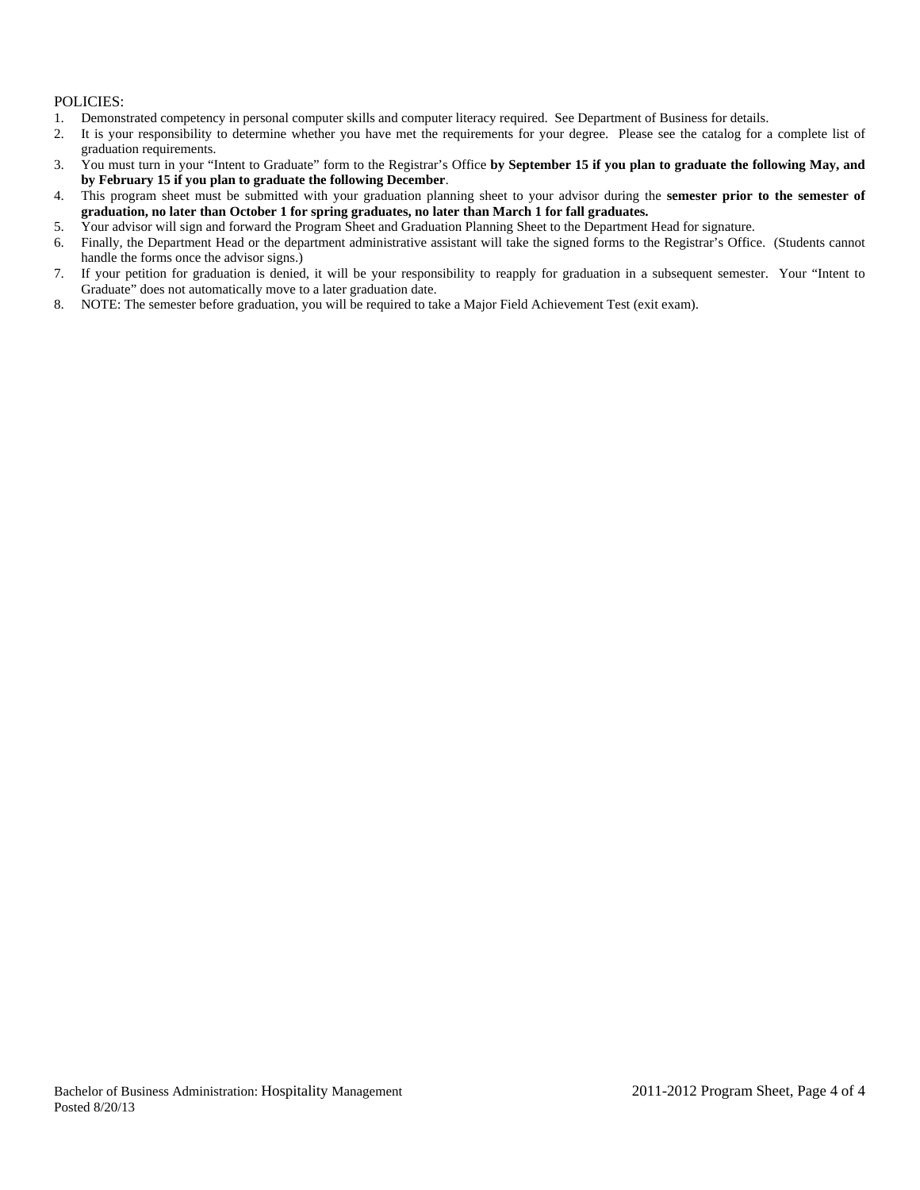POLICIES:

1. Demonstrated competency in personal computer skills and computer literacy required. See Department of Business for details.
2. It is your responsibility to determine whether you have met the requirements for your degree. Please see the catalog for a complete list of graduation requirements.
3. You must turn in your "Intent to Graduate" form to the Registrar's Office **by September 15 if you plan to graduate the following May, and by February 15 if you plan to graduate the following December**.
4. This program sheet must be submitted with your graduation planning sheet to your advisor during the **semester prior to the semester of graduation, no later than October 1 for spring graduates, no later than March 1 for fall graduates.**
5. Your advisor will sign and forward the Program Sheet and Graduation Planning Sheet to the Department Head for signature.
6. Finally, the Department Head or the department administrative assistant will take the signed forms to the Registrar's Office. (Students cannot handle the forms once the advisor signs.)
7. If your petition for graduation is denied, it will be your responsibility to reapply for graduation in a subsequent semester. Your "Intent to Graduate" does not automatically move to a later graduation date.
8. NOTE: The semester before graduation, you will be required to take a Major Field Achievement Test (exit exam).